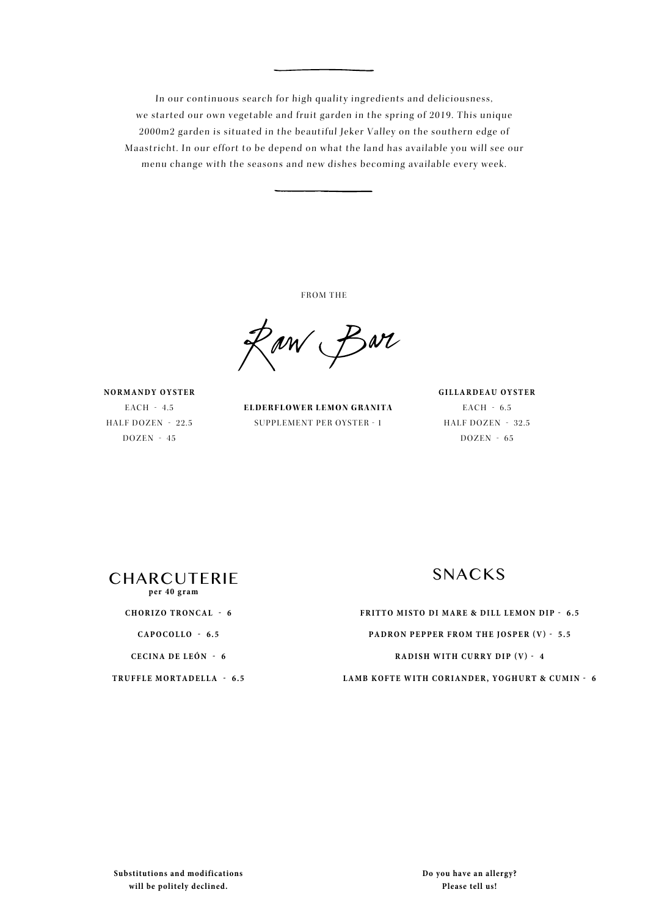In our continuous search for high quality ingredients and deliciousness, we started our own vegetable and fruit garden in the spring of 2019. This unique 2000m2 garden is situated in the beautiful Jeker Valley on the southern edge of Maastricht. In our effort to be depend on what the land has available you will see our menu change with the seasons and new dishes becoming available every week.

---

FROM THE

# *Raw Bar*

**NORMANDY OYSTER**

EACH - 4.5

HALF DOZEN - 22.5

DOZEN - 45

**ELDERFLOWER LEMON GRANITA**

SUPPLEMENT PER OYSTER - 1

**GILLARDEAU OYSTER**

EACH - 6.5

HALF DOZEN - 32.5

DOZEN - 65

## CHARCUTERIE

**per 40 gram**

**CHORIZO TRONCAL - 6**

**CAPOCOLLO - 6.5**

**CECINA DE LEÓN - 6**

**TRUFFLE MORTADELLA - 6.5**

## SNACKS

**FRITTO MISTO DI MARE & DILL LEMON DIP - 6.5**

**PADRON PEPPER FROM THE JOSPER (V) - 5.5**

**RADISH WITH CURRY DIP (V) - 4**

**LAMB KOFTE WITH CORIANDER, YOGHURT & CUMIN - 6**

**Substitutions and modifications will be politely declined.**

**Do you have an allergy? Please tell us!**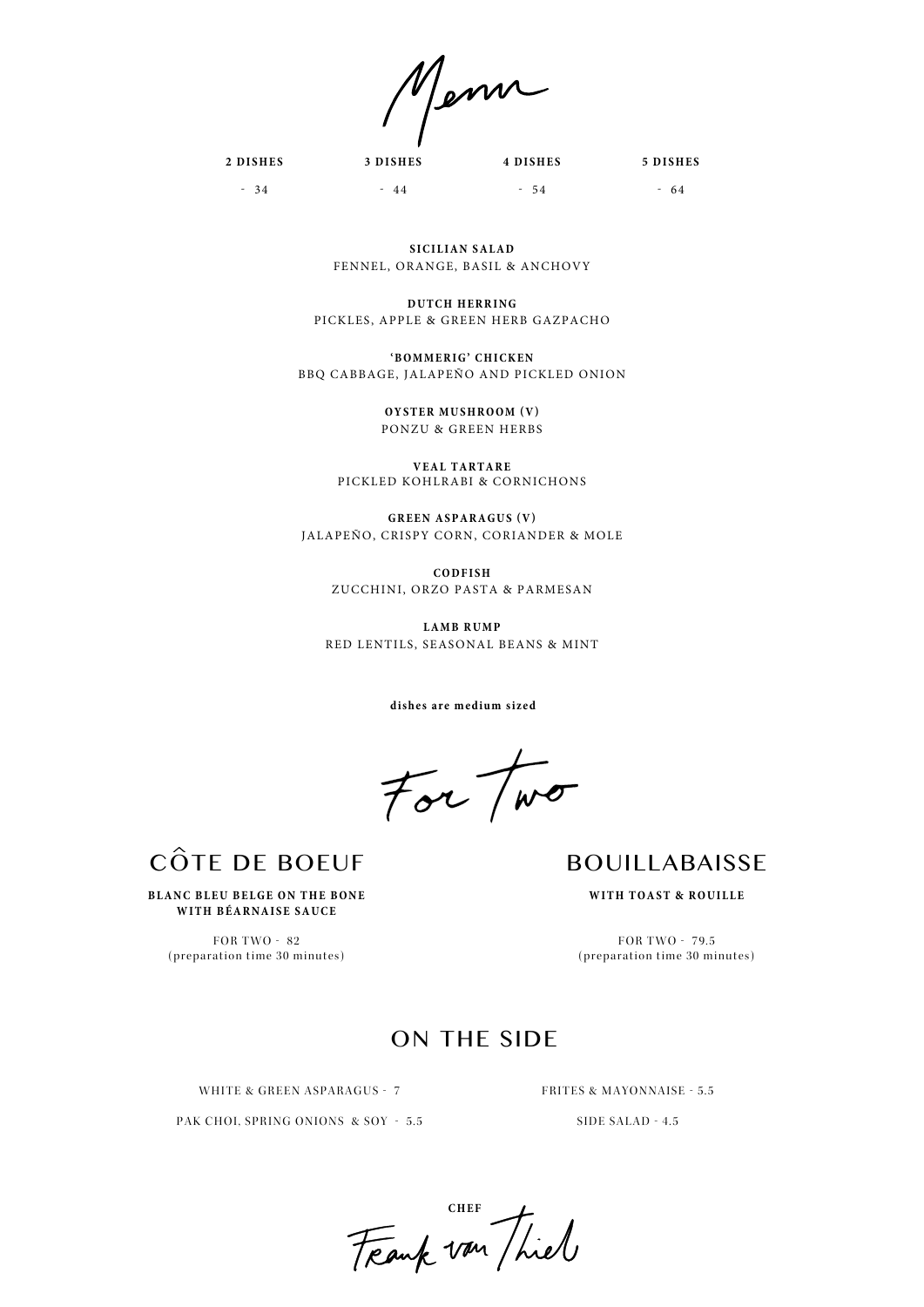# Menu

| 2 DISHES | 3 DISHES | 4 DISHES | 5 DISHES |
|---|---|---|---|
| - 34 | - 44 | - 54 | - 64 |

**SICILIAN SALAD**
FENNEL, ORANGE, BASIL & ANCHOVY

**DUTCH HERRING**
PICKLES, APPLE & GREEN HERB GAZPACHO

**'BOMMERIG' CHICKEN**
BBQ CABBAGE, JALAPEÑO AND PICKLED ONION

**OYSTER MUSHROOM (V)**
PONZU & GREEN HERBS

**VEAL TARTARE**
PICKLED KOHLRABI & CORNICHONS

**GREEN ASPARAGUS (V)**
JALAPEÑO, CRISPY CORN, CORIANDER & MOLE

**CODFISH**
ZUCCHINI, ORZO PASTA & PARMESAN

**LAMB RUMP**
RED LENTILS, SEASONAL BEANS & MINT

**dishes are medium sized**

# For Two

## CÔTE DE BOEUF

**BLANC BLEU BELGE ON THE BONE WITH BÉARNAISE SAUCE**

FOR TWO - 82
(preparation time 30 minutes)

## BOUILLABAISSE

**WITH TOAST & ROUILLE**

FOR TWO - 79.5
(preparation time 30 minutes)

## ON THE SIDE

WHITE & GREEN ASPARAGUS - 7

PAK CHOI, SPRING ONIONS & SOY - 5.5

FRITES & MAYONNAISE - 5.5

SIDE SALAD - 4.5

**CHEF**
Frank van Thiel